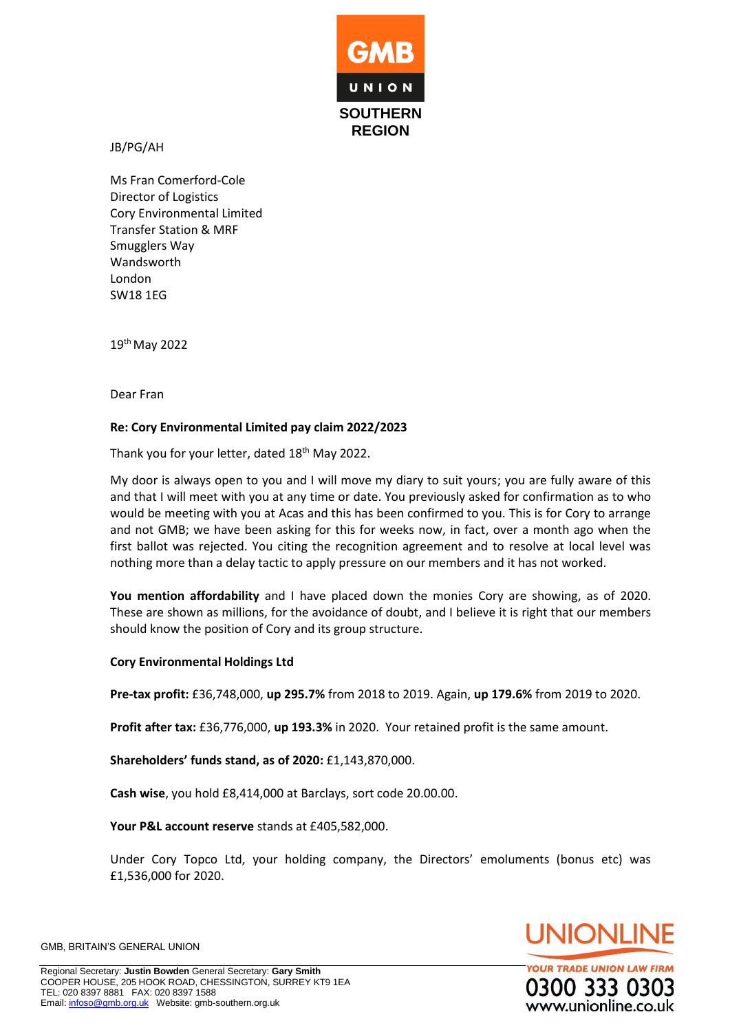GMB UNION SOUTHERN REGION

JB/PG/AH

Ms Fran Comerford-Cole
Director of Logistics
Cory Environmental Limited
Transfer Station & MRF
Smugglers Way
Wandsworth
London
SW18 1EG

19th May 2022

Dear Fran

**Re: Cory Environmental Limited pay claim 2022/2023**

Thank you for your letter, dated 18th May 2022.

My door is always open to you and I will move my diary to suit yours; you are fully aware of this and that I will meet with you at any time or date. You previously asked for confirmation as to who would be meeting with you at Acas and this has been confirmed to you. This is for Cory to arrange and not GMB; we have been asking for this for weeks now, in fact, over a month ago when the first ballot was rejected. You citing the recognition agreement and to resolve at local level was nothing more than a delay tactic to apply pressure on our members and it has not worked.

**You mention affordability** and I have placed down the monies Cory are showing, as of 2020. These are shown as millions, for the avoidance of doubt, and I believe it is right that our members should know the position of Cory and its group structure.

**Cory Environmental Holdings Ltd**

**Pre-tax profit:** £36,748,000, **up 295.7%** from 2018 to 2019. Again, **up 179.6%** from 2019 to 2020.

**Profit after tax:** £36,776,000, **up 193.3%** in 2020. Your retained profit is the same amount.

**Shareholders' funds stand, as of 2020:** £1,143,870,000.

**Cash wise**, you hold £8,414,000 at Barclays, sort code 20.00.00.

**Your P&L account reserve** stands at £405,582,000.

Under Cory Topco Ltd, your holding company, the Directors' emoluments (bonus etc) was £1,536,000 for 2020.

GMB, BRITAIN'S GENERAL UNION

Regional Secretary: **Justin Bowden** General Secretary: **Gary Smith**
COOPER HOUSE, 205 HOOK ROAD, CHESSINGTON, SURREY KT9 1EA
TEL: 020 8397 8881 FAX: 020 8397 1588
Email: infoso@gmb.org.uk Website: gmb-southern.org.uk

UNIONLINE
YOUR TRADE UNION LAW FIRM
0300 333 0303
www.unionline.co.uk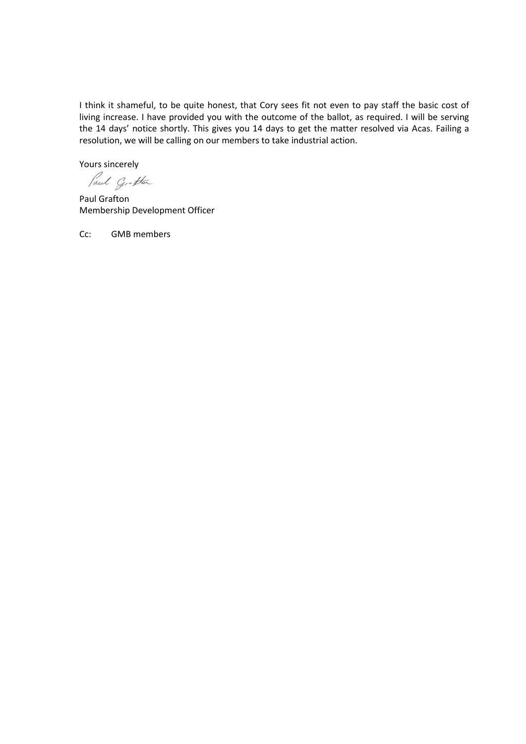I think it shameful, to be quite honest, that Cory sees fit not even to pay staff the basic cost of living increase. I have provided you with the outcome of the ballot, as required. I will be serving the 14 days' notice shortly. This gives you 14 days to get the matter resolved via Acas. Failing a resolution, we will be calling on our members to take industrial action.

Yours sincerely

Paul Grafton

Paul Grafton
Membership Development Officer

Cc: GMB members